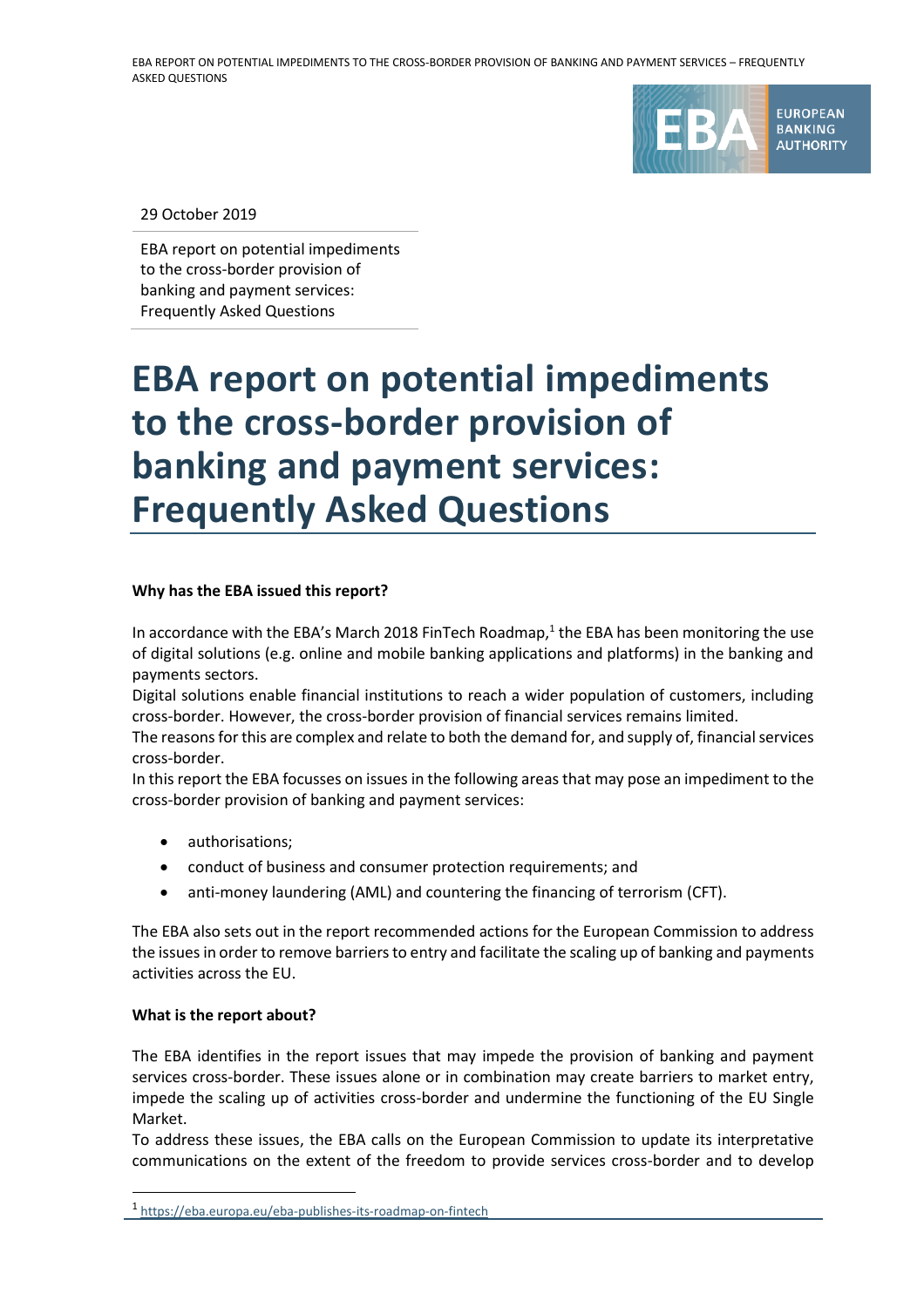29 October 2019

EBA report on potential impediments to the cross-border provision of banking and payment services: Frequently Asked Questions

# EBA report on potential impediments to the cross-border provision of banking and payment services: Frequently Asked Questions

**Why has the EBA issued this report?**

In accordance with the EBA's March 2018 FinTech Roadmap,[1] the EBA has been monitoring the use of digital solutions (e.g. online and mobile banking applications and platforms) in the banking and payments sectors.

Digital solutions enable financial institutions to reach a wider population of customers, including cross-border. However, the cross-border provision of financial services remains limited.

The reasons for this are complex and relate to both the demand for, and supply of, financial services cross-border.

In this report the EBA focusses on issues in the following areas that may pose an impediment to the cross-border provision of banking and payment services:

- authorisations;
- conduct of business and consumer protection requirements; and
- anti-money laundering (AML) and countering the financing of terrorism (CFT).

The EBA also sets out in the report recommended actions for the European Commission to address the issues in order to remove barriers to entry and facilitate the scaling up of banking and payments activities across the EU.

**What is the report about?**

The EBA identifies in the report issues that may impede the provision of banking and payment services cross-border. These issues alone or in combination may create barriers to market entry, impede the scaling up of activities cross-border and undermine the functioning of the EU Single Market.

To address these issues, the EBA calls on the European Commission to update its interpretative communications on the extent of the freedom to provide services cross-border and to develop

[1] https://eba.europa.eu/eba-publishes-its-roadmap-on-fintech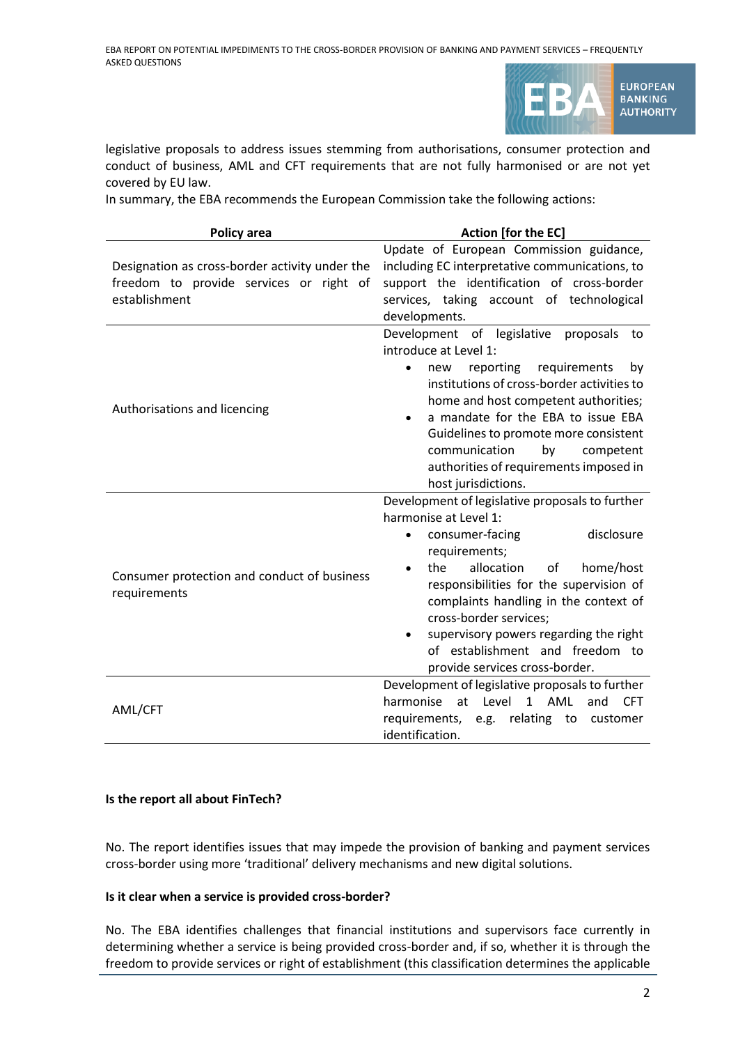legislative proposals to address issues stemming from authorisations, consumer protection and conduct of business, AML and CFT requirements that are not fully harmonised or are not yet covered by EU law.

In summary, the EBA recommends the European Commission take the following actions:

| Policy area | Action [for the EC] |
| --- | --- |
| Designation as cross-border activity under the freedom to provide services or right of establishment | Update of European Commission guidance, including EC interpretative communications, to support the identification of cross-border services, taking account of technological developments. |
| Authorisations and licencing | Development of legislative proposals to introduce at Level 1:<br>• new reporting requirements by institutions of cross-border activities to home and host competent authorities;<br>• a mandate for the EBA to issue EBA Guidelines to promote more consistent communication by competent authorities of requirements imposed in host jurisdictions. |
| Consumer protection and conduct of business requirements | Development of legislative proposals to further harmonise at Level 1:<br>• consumer-facing disclosure requirements;<br>• the allocation of home/host responsibilities for the supervision of complaints handling in the context of cross-border services;<br>• supervisory powers regarding the right of establishment and freedom to provide services cross-border. |
| AML/CFT | Development of legislative proposals to further harmonise at Level 1 AML and CFT requirements, e.g. relating to customer identification. |

**Is the report all about FinTech?**

No. The report identifies issues that may impede the provision of banking and payment services cross-border using more 'traditional' delivery mechanisms and new digital solutions.

**Is it clear when a service is provided cross-border?**

No. The EBA identifies challenges that financial institutions and supervisors face currently in determining whether a service is being provided cross-border and, if so, whether it is through the freedom to provide services or right of establishment (this classification determines the applicable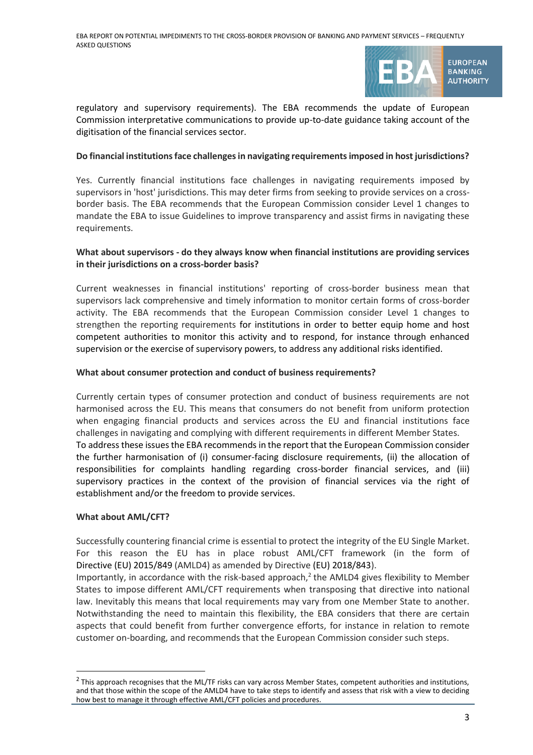regulatory and supervisory requirements). The EBA recommends the update of European Commission interpretative communications to provide up-to-date guidance taking account of the digitisation of the financial services sector.

**Do financial institutions face challenges in navigating requirements imposed in host jurisdictions?**

Yes. Currently financial institutions face challenges in navigating requirements imposed by supervisors in 'host' jurisdictions. This may deter firms from seeking to provide services on a cross-border basis. The EBA recommends that the European Commission consider Level 1 changes to mandate the EBA to issue Guidelines to improve transparency and assist firms in navigating these requirements.

**What about supervisors - do they always know when financial institutions are providing services in their jurisdictions on a cross-border basis?**

Current weaknesses in financial institutions' reporting of cross-border business mean that supervisors lack comprehensive and timely information to monitor certain forms of cross-border activity. The EBA recommends that the European Commission consider Level 1 changes to strengthen the reporting requirements for institutions in order to better equip home and host competent authorities to monitor this activity and to respond, for instance through enhanced supervision or the exercise of supervisory powers, to address any additional risks identified.

**What about consumer protection and conduct of business requirements?**

Currently certain types of consumer protection and conduct of business requirements are not harmonised across the EU. This means that consumers do not benefit from uniform protection when engaging financial products and services across the EU and financial institutions face challenges in navigating and complying with different requirements in different Member States. To address these issues the EBA recommends in the report that the European Commission consider the further harmonisation of (i) consumer-facing disclosure requirements, (ii) the allocation of responsibilities for complaints handling regarding cross-border financial services, and (iii) supervisory practices in the context of the provision of financial services via the right of establishment and/or the freedom to provide services.

**What about AML/CFT?**

Successfully countering financial crime is essential to protect the integrity of the EU Single Market. For this reason the EU has in place robust AML/CFT framework (in the form of Directive (EU) 2015/849 (AMLD4) as amended by Directive (EU) 2018/843).

Importantly, in accordance with the risk-based approach,[2] the AMLD4 gives flexibility to Member States to impose different AML/CFT requirements when transposing that directive into national law. Inevitably this means that local requirements may vary from one Member State to another. Notwithstanding the need to maintain this flexibility, the EBA considers that there are certain aspects that could benefit from further convergence efforts, for instance in relation to remote customer on-boarding, and recommends that the European Commission consider such steps.

[2] This approach recognises that the ML/TF risks can vary across Member States, competent authorities and institutions, and that those within the scope of the AMLD4 have to take steps to identify and assess that risk with a view to deciding how best to manage it through effective AML/CFT policies and procedures.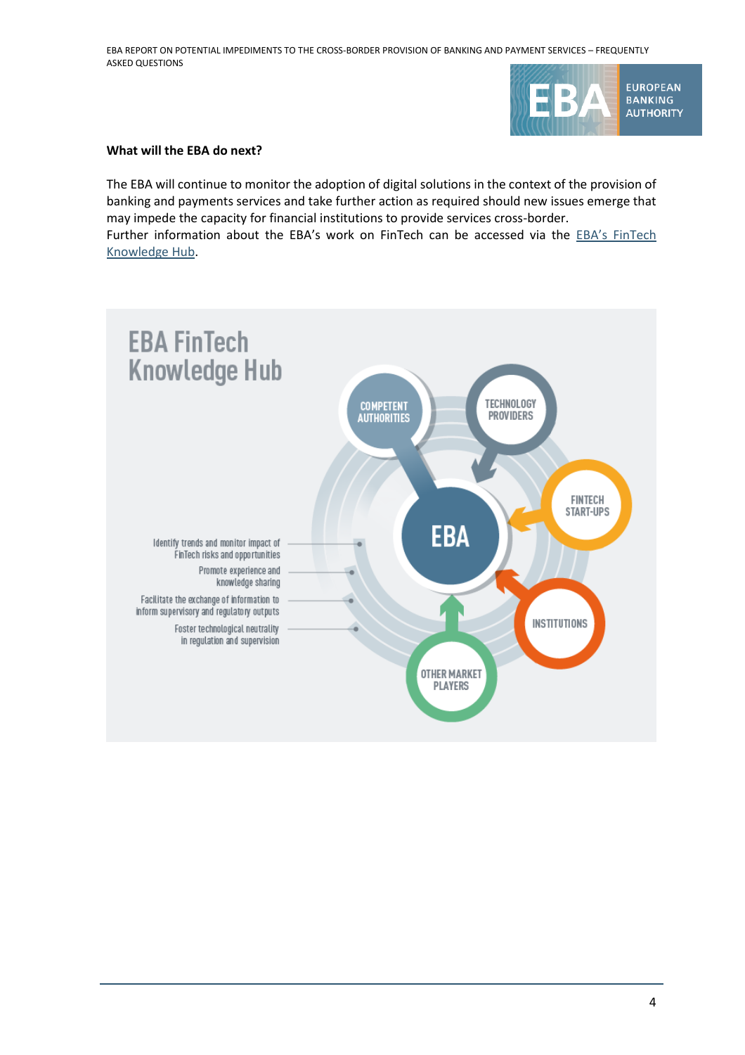**What will the EBA do next?**

The EBA will continue to monitor the adoption of digital solutions in the context of the provision of banking and payments services and take further action as required should new issues emerge that may impede the capacity for financial institutions to provide services cross-border.
Further information about the EBA's work on FinTech can be accessed via the EBA's FinTech Knowledge Hub.

EBA FinTech Knowledge Hub

COMPETENT AUTHORITIES

TECHNOLOGY PROVIDERS

FINTECH START-UPS

INSTITUTIONS

OTHER MARKET PLAYERS

EBA

Identify trends and monitor impact of FinTech risks and opportunities

Promote experience and knowledge sharing

Facilitate the exchange of information to inform supervisory and regulatory outputs

Foster technological neutrality in regulation and supervision